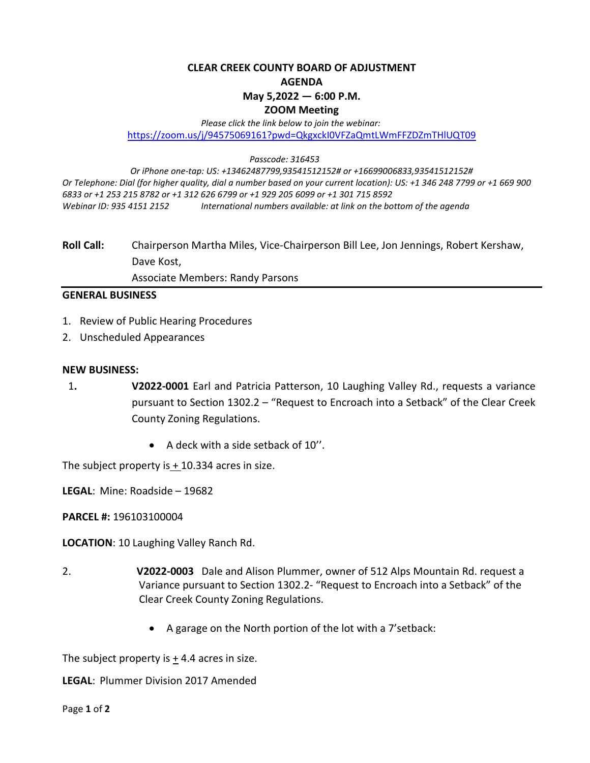# CLEAR CREEK COUNTY BOARD OF ADJUSTMENT
## AGENDA
## May 5,2022 — 6:00 P.M.
## ZOOM Meeting

*Please click the link below to join the webinar:*
https://zoom.us/j/94575069161?pwd=QkgxckI0VFZaQmtLWmFFZDZmTHlUQT09

*Passcode: 316453*

*Or iPhone one-tap: US: +13462487799,93541512152# or +16699006833,93541512152#*
*Or Telephone: Dial (for higher quality, dial a number based on your current location): US: +1 346 248 7799 or +1 669 900 6833 or +1 253 215 8782 or +1 312 626 6799 or +1 929 205 6099 or +1 301 715 8592*
*Webinar ID: 935 4151 2152 International numbers available: at link on the bottom of the agenda*

**Roll Call:** Chairperson Martha Miles, Vice-Chairperson Bill Lee, Jon Jennings, Robert Kershaw, Dave Kost,
Associate Members: Randy Parsons

---

**GENERAL BUSINESS**

1. Review of Public Hearing Procedures
2. Unscheduled Appearances

**NEW BUSINESS:**

1. **V2022-0001** Earl and Patricia Patterson, 10 Laughing Valley Rd., requests a variance pursuant to Section 1302.2 – "Request to Encroach into a Setback" of the Clear Creek County Zoning Regulations.

   - A deck with a side setback of 10''.

The subject property is ± 10.334 acres in size.

**LEGAL**: Mine: Roadside – 19682

**PARCEL #:** 196103100004

**LOCATION**: 10 Laughing Valley Ranch Rd.

2. **V2022-0003** Dale and Alison Plummer, owner of 512 Alps Mountain Rd. request a Variance pursuant to Section 1302.2- "Request to Encroach into a Setback" of the Clear Creek County Zoning Regulations.

   - A garage on the North portion of the lot with a 7'setback:

The subject property is ± 4.4 acres in size.

**LEGAL**: Plummer Division 2017 Amended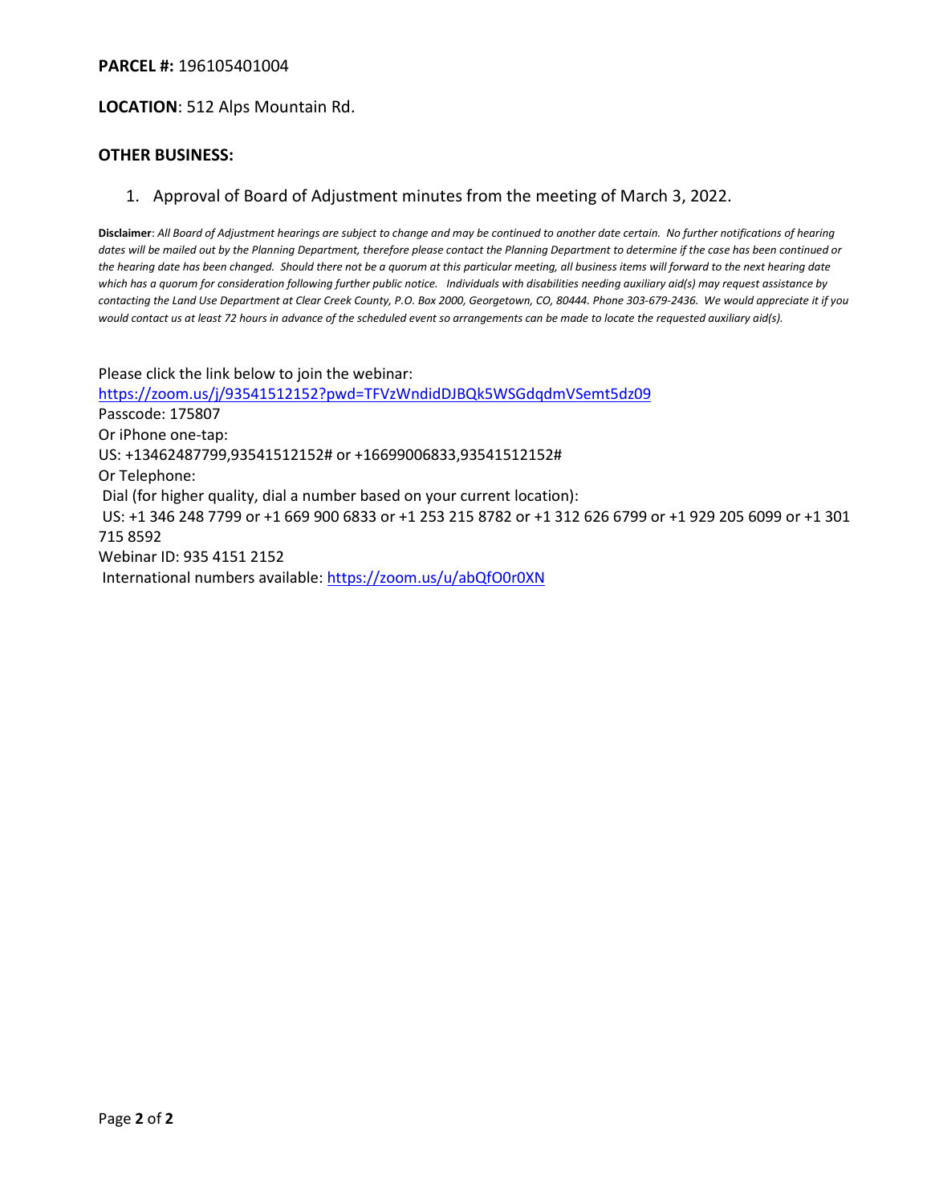**PARCEL #:** 196105401004

**LOCATION**: 512 Alps Mountain Rd.

## OTHER BUSINESS:

1. Approval of Board of Adjustment minutes from the meeting of March 3, 2022.

**Disclaimer**: *All Board of Adjustment hearings are subject to change and may be continued to another date certain. No further notifications of hearing dates will be mailed out by the Planning Department, therefore please contact the Planning Department to determine if the case has been continued or the hearing date has been changed. Should there not be a quorum at this particular meeting, all business items will forward to the next hearing date which has a quorum for consideration following further public notice. Individuals with disabilities needing auxiliary aid(s) may request assistance by contacting the Land Use Department at Clear Creek County, P.O. Box 2000, Georgetown, CO, 80444. Phone 303-679-2436. We would appreciate it if you would contact us at least 72 hours in advance of the scheduled event so arrangements can be made to locate the requested auxiliary aid(s).*

Please click the link below to join the webinar:
https://zoom.us/j/93541512152?pwd=TFVzWndidDJBQk5WSGdqdmVSemt5dz09
Passcode: 175807
Or iPhone one-tap:
US: +13462487799,93541512152# or +16699006833,93541512152#
Or Telephone:
Dial (for higher quality, dial a number based on your current location):
US: +1 346 248 7799 or +1 669 900 6833 or +1 253 215 8782 or +1 312 626 6799 or +1 929 205 6099 or +1 301 715 8592
Webinar ID: 935 4151 2152
International numbers available: https://zoom.us/u/abQfO0r0XN